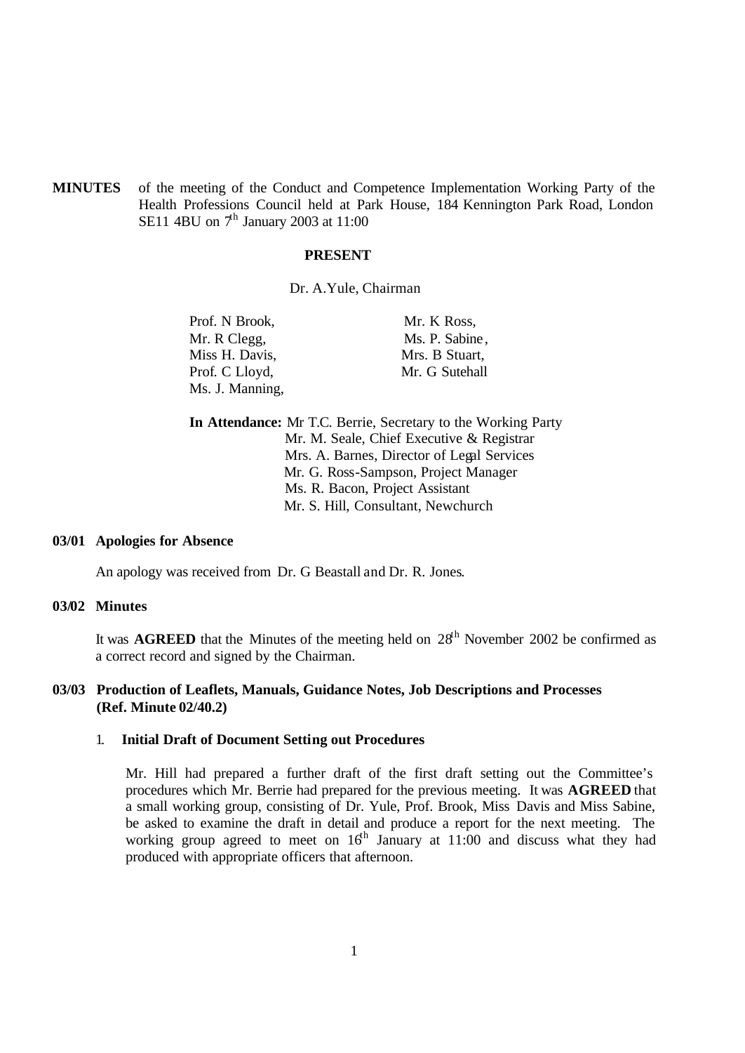**MINUTES** of the meeting of the Conduct and Competence Implementation Working Party of the Health Professions Council held at Park House, 184 Kennington Park Road, London SE11 4BU on 7th January 2003 at 11:00

**PRESENT**

Dr. A.Yule, Chairman

Prof. N Brook,
Mr. R Clegg,
Miss H. Davis,
Prof. C Lloyd,
Ms. J. Manning,
Mr. K Ross,
Ms. P. Sabine,
Mrs. B Stuart,
Mr. G Sutehall

**In Attendance:** Mr T.C. Berrie, Secretary to the Working Party
Mr. M. Seale, Chief Executive & Registrar
Mrs. A. Barnes, Director of Legal Services
Mr. G. Ross-Sampson, Project Manager
Ms. R. Bacon, Project Assistant
Mr. S. Hill, Consultant, Newchurch

**03/01 Apologies for Absence**

An apology was received from Dr. G Beastall and Dr. R. Jones.

**03/02 Minutes**

It was **AGREED** that the Minutes of the meeting held on 28th November 2002 be confirmed as a correct record and signed by the Chairman.

**03/03 Production of Leaflets, Manuals, Guidance Notes, Job Descriptions and Processes (Ref. Minute 02/40.2)**

1. **Initial Draft of Document Setting out Procedures**

Mr. Hill had prepared a further draft of the first draft setting out the Committee's procedures which Mr. Berrie had prepared for the previous meeting. It was **AGREED** that a small working group, consisting of Dr. Yule, Prof. Brook, Miss Davis and Miss Sabine, be asked to examine the draft in detail and produce a report for the next meeting. The working group agreed to meet on 16th January at 11:00 and discuss what they had produced with appropriate officers that afternoon.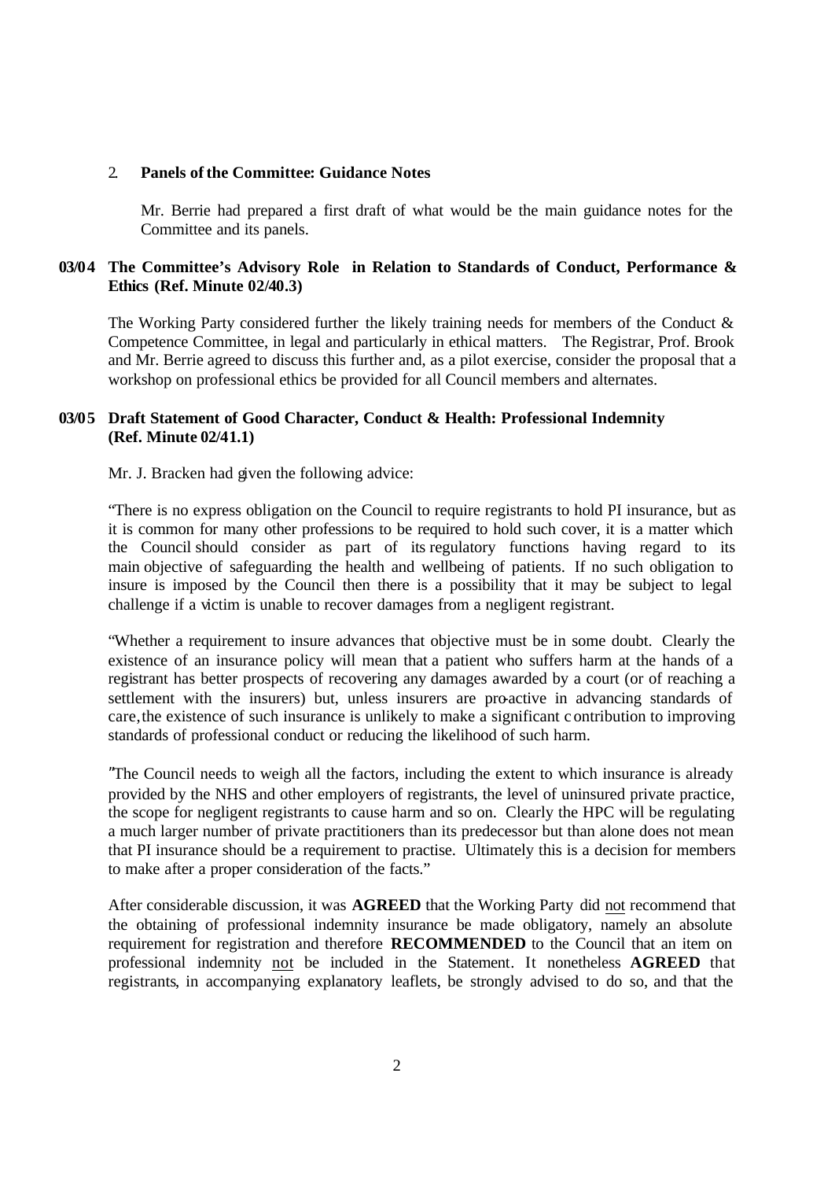2. **Panels of the Committee: Guidance Notes**

Mr. Berrie had prepared a first draft of what would be the main guidance notes for the Committee and its panels.

**03/04 The Committee's Advisory Role in Relation to Standards of Conduct, Performance & Ethics (Ref. Minute 02/40.3)**

The Working Party considered further the likely training needs for members of the Conduct & Competence Committee, in legal and particularly in ethical matters. The Registrar, Prof. Brook and Mr. Berrie agreed to discuss this further and, as a pilot exercise, consider the proposal that a workshop on professional ethics be provided for all Council members and alternates.

**03/05 Draft Statement of Good Character, Conduct & Health: Professional Indemnity (Ref. Minute 02/41.1)**

Mr. J. Bracken had given the following advice:

"There is no express obligation on the Council to require registrants to hold PI insurance, but as it is common for many other professions to be required to hold such cover, it is a matter which the Council should consider as part of its regulatory functions having regard to its main objective of safeguarding the health and wellbeing of patients. If no such obligation to insure is imposed by the Council then there is a possibility that it may be subject to legal challenge if a victim is unable to recover damages from a negligent registrant.

"Whether a requirement to insure advances that objective must be in some doubt. Clearly the existence of an insurance policy will mean that a patient who suffers harm at the hands of a registrant has better prospects of recovering any damages awarded by a court (or of reaching a settlement with the insurers) but, unless insurers are pro-active in advancing standards of care, the existence of such insurance is unlikely to make a significant contribution to improving standards of professional conduct or reducing the likelihood of such harm.

"The Council needs to weigh all the factors, including the extent to which insurance is already provided by the NHS and other employers of registrants, the level of uninsured private practice, the scope for negligent registrants to cause harm and so on. Clearly the HPC will be regulating a much larger number of private practitioners than its predecessor but than alone does not mean that PI insurance should be a requirement to practise. Ultimately this is a decision for members to make after a proper consideration of the facts."

After considerable discussion, it was **AGREED** that the Working Party did <u>not</u> recommend that the obtaining of professional indemnity insurance be made obligatory, namely an absolute requirement for registration and therefore **RECOMMENDED** to the Council that an item on professional indemnity <u>not</u> be included in the Statement. It nonetheless **AGREED** that registrants, in accompanying explanatory leaflets, be strongly advised to do so, and that the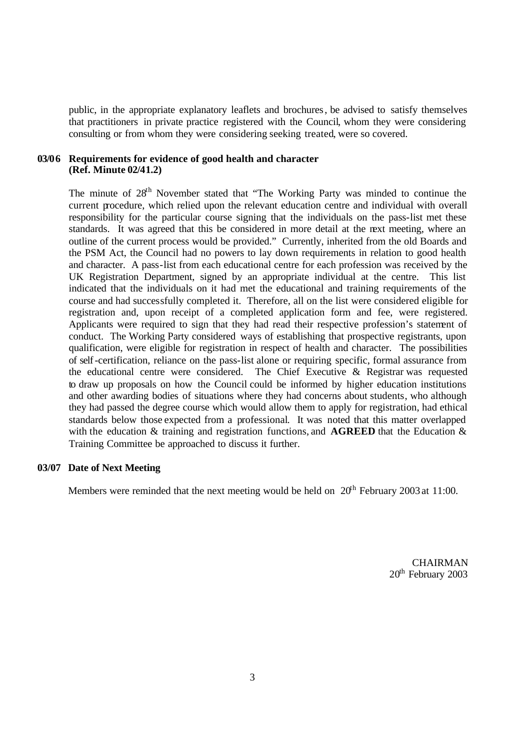public, in the appropriate explanatory leaflets and brochures, be advised to satisfy themselves that practitioners in private practice registered with the Council, whom they were considering consulting or from whom they were considering seeking treated, were so covered.

**03/06 Requirements for evidence of good health and character (Ref. Minute 02/41.2)**

The minute of 28th November stated that "The Working Party was minded to continue the current procedure, which relied upon the relevant education centre and individual with overall responsibility for the particular course signing that the individuals on the pass-list met these standards. It was agreed that this be considered in more detail at the next meeting, where an outline of the current process would be provided." Currently, inherited from the old Boards and the PSM Act, the Council had no powers to lay down requirements in relation to good health and character. A pass-list from each educational centre for each profession was received by the UK Registration Department, signed by an appropriate individual at the centre. This list indicated that the individuals on it had met the educational and training requirements of the course and had successfully completed it. Therefore, all on the list were considered eligible for registration and, upon receipt of a completed application form and fee, were registered. Applicants were required to sign that they had read their respective profession's statement of conduct. The Working Party considered ways of establishing that prospective registrants, upon qualification, were eligible for registration in respect of health and character. The possibilities of self-certification, reliance on the pass-list alone or requiring specific, formal assurance from the educational centre were considered. The Chief Executive & Registrar was requested to draw up proposals on how the Council could be informed by higher education institutions and other awarding bodies of situations where they had concerns about students, who although they had passed the degree course which would allow them to apply for registration, had ethical standards below those expected from a professional. It was noted that this matter overlapped with the education & training and registration functions, and **AGREED** that the Education & Training Committee be approached to discuss it further.

**03/07 Date of Next Meeting**

Members were reminded that the next meeting would be held on 20th February 2003 at 11:00.

CHAIRMAN
20th February 2003